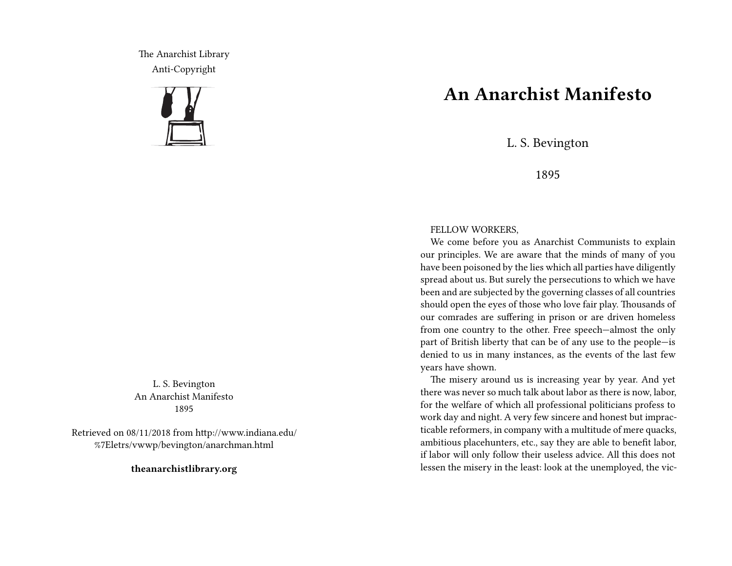The Anarchist Library
Anti-Copyright

L. S. Bevington
An Anarchist Manifesto
1895

Retrieved on 08/11/2018 from http://www.indiana.edu/%7Eletrs/vwwp/bevington/anarchman.html

**theanarchistlibrary.org**

# An Anarchist Manifesto

L. S. Bevington

1895

FELLOW WORKERS,

We come before you as Anarchist Communists to explain our principles. We are aware that the minds of many of you have been poisoned by the lies which all parties have diligently spread about us. But surely the persecutions to which we have been and are subjected by the governing classes of all countries should open the eyes of those who love fair play. Thousands of our comrades are suffering in prison or are driven homeless from one country to the other. Free speech—almost the only part of British liberty that can be of any use to the people—is denied to us in many instances, as the events of the last few years have shown.

The misery around us is increasing year by year. And yet there was never so much talk about labor as there is now, labor, for the welfare of which all professional politicians profess to work day and night. A very few sincere and honest but impracticable reformers, in company with a multitude of mere quacks, ambitious placehunters, etc., say they are able to benefit labor, if labor will only follow their useless advice. All this does not lessen the misery in the least: look at the unemployed, the vic-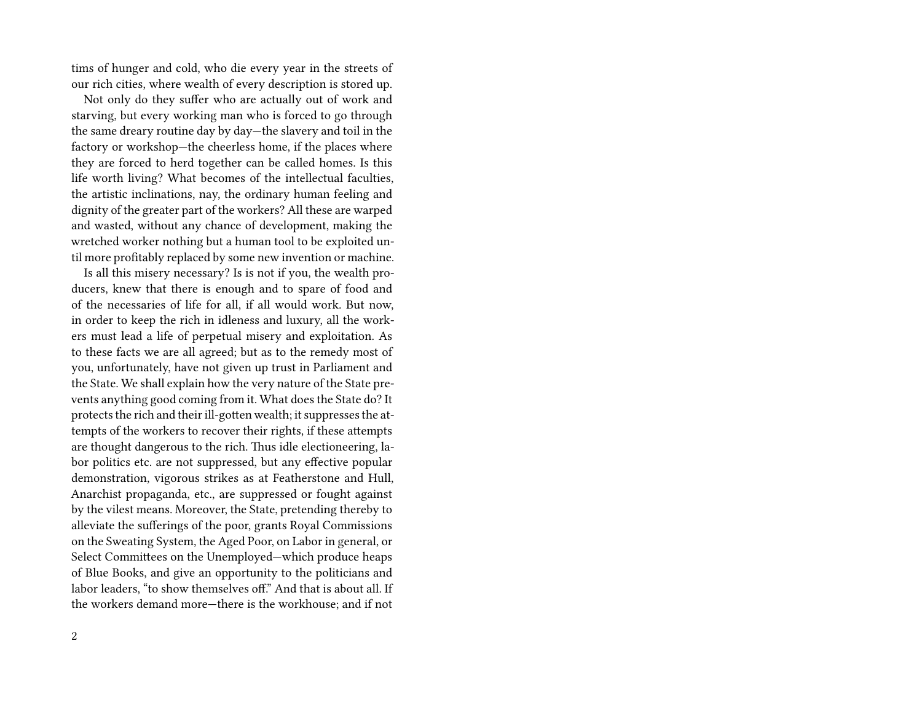tims of hunger and cold, who die every year in the streets of our rich cities, where wealth of every description is stored up.

Not only do they suffer who are actually out of work and starving, but every working man who is forced to go through the same dreary routine day by day—the slavery and toil in the factory or workshop—the cheerless home, if the places where they are forced to herd together can be called homes. Is this life worth living? What becomes of the intellectual faculties, the artistic inclinations, nay, the ordinary human feeling and dignity of the greater part of the workers? All these are warped and wasted, without any chance of development, making the wretched worker nothing but a human tool to be exploited until more profitably replaced by some new invention or machine.

Is all this misery necessary? Is is not if you, the wealth producers, knew that there is enough and to spare of food and of the necessaries of life for all, if all would work. But now, in order to keep the rich in idleness and luxury, all the workers must lead a life of perpetual misery and exploitation. As to these facts we are all agreed; but as to the remedy most of you, unfortunately, have not given up trust in Parliament and the State. We shall explain how the very nature of the State prevents anything good coming from it. What does the State do? It protects the rich and their ill-gotten wealth; it suppresses the attempts of the workers to recover their rights, if these attempts are thought dangerous to the rich. Thus idle electioneering, labor politics etc. are not suppressed, but any effective popular demonstration, vigorous strikes as at Featherstone and Hull, Anarchist propaganda, etc., are suppressed or fought against by the vilest means. Moreover, the State, pretending thereby to alleviate the sufferings of the poor, grants Royal Commissions on the Sweating System, the Aged Poor, on Labor in general, or Select Committees on the Unemployed—which produce heaps of Blue Books, and give an opportunity to the politicians and labor leaders, "to show themselves off." And that is about all. If the workers demand more—there is the workhouse; and if not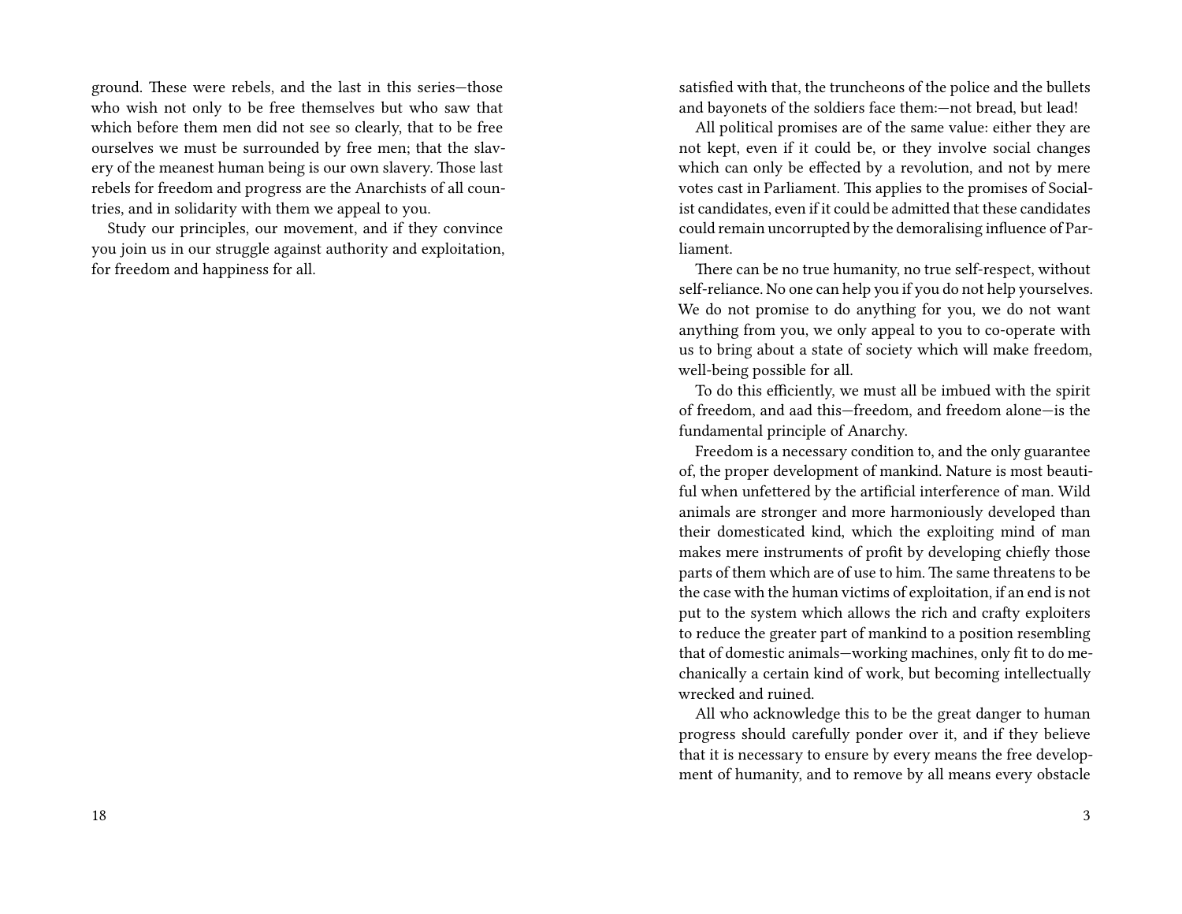ground. These were rebels, and the last in this series—those who wish not only to be free themselves but who saw that which before them men did not see so clearly, that to be free ourselves we must be surrounded by free men; that the slavery of the meanest human being is our own slavery. Those last rebels for freedom and progress are the Anarchists of all countries, and in solidarity with them we appeal to you.

Study our principles, our movement, and if they convince you join us in our struggle against authority and exploitation, for freedom and happiness for all.

satisfied with that, the truncheons of the police and the bullets and bayonets of the soldiers face them:—not bread, but lead!

All political promises are of the same value: either they are not kept, even if it could be, or they involve social changes which can only be effected by a revolution, and not by mere votes cast in Parliament. This applies to the promises of Socialist candidates, even if it could be admitted that these candidates could remain uncorrupted by the demoralising influence of Parliament.

There can be no true humanity, no true self-respect, without self-reliance. No one can help you if you do not help yourselves. We do not promise to do anything for you, we do not want anything from you, we only appeal to you to co-operate with us to bring about a state of society which will make freedom, well-being possible for all.

To do this efficiently, we must all be imbued with the spirit of freedom, and aad this—freedom, and freedom alone—is the fundamental principle of Anarchy.

Freedom is a necessary condition to, and the only guarantee of, the proper development of mankind. Nature is most beautiful when unfettered by the artificial interference of man. Wild animals are stronger and more harmoniously developed than their domesticated kind, which the exploiting mind of man makes mere instruments of profit by developing chiefly those parts of them which are of use to him. The same threatens to be the case with the human victims of exploitation, if an end is not put to the system which allows the rich and crafty exploiters to reduce the greater part of mankind to a position resembling that of domestic animals—working machines, only fit to do mechanically a certain kind of work, but becoming intellectually wrecked and ruined.

All who acknowledge this to be the great danger to human progress should carefully ponder over it, and if they believe that it is necessary to ensure by every means the free development of humanity, and to remove by all means every obstacle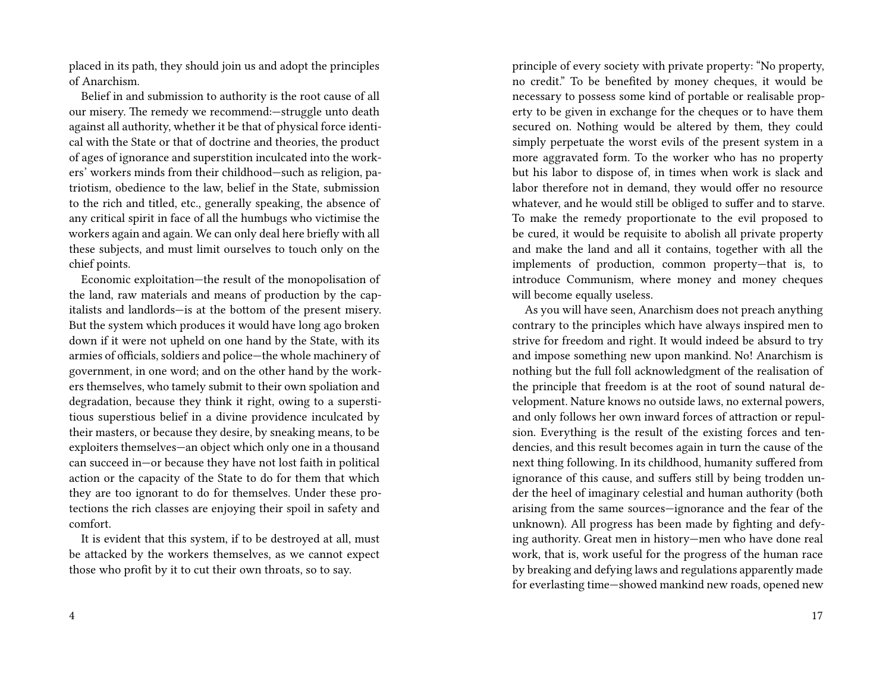placed in its path, they should join us and adopt the principles of Anarchism.

Belief in and submission to authority is the root cause of all our misery. The remedy we recommend:—struggle unto death against all authority, whether it be that of physical force identical with the State or that of doctrine and theories, the product of ages of ignorance and superstition inculcated into the workers' workers minds from their childhood—such as religion, patriotism, obedience to the law, belief in the State, submission to the rich and titled, etc., generally speaking, the absence of any critical spirit in face of all the humbugs who victimise the workers again and again. We can only deal here briefly with all these subjects, and must limit ourselves to touch only on the chief points.

Economic exploitation—the result of the monopolisation of the land, raw materials and means of production by the capitalists and landlords—is at the bottom of the present misery. But the system which produces it would have long ago broken down if it were not upheld on one hand by the State, with its armies of officials, soldiers and police—the whole machinery of government, in one word; and on the other hand by the workers themselves, who tamely submit to their own spoliation and degradation, because they think it right, owing to a superstitious superstious belief in a divine providence inculcated by their masters, or because they desire, by sneaking means, to be exploiters themselves—an object which only one in a thousand can succeed in—or because they have not lost faith in political action or the capacity of the State to do for them that which they are too ignorant to do for themselves. Under these protections the rich classes are enjoying their spoil in safety and comfort.

It is evident that this system, if to be destroyed at all, must be attacked by the workers themselves, as we cannot expect those who profit by it to cut their own throats, so to say.

principle of every society with private property: "No property, no credit." To be benefited by money cheques, it would be necessary to possess some kind of portable or realisable property to be given in exchange for the cheques or to have them secured on. Nothing would be altered by them, they could simply perpetuate the worst evils of the present system in a more aggravated form. To the worker who has no property but his labor to dispose of, in times when work is slack and labor therefore not in demand, they would offer no resource whatever, and he would still be obliged to suffer and to starve. To make the remedy proportionate to the evil proposed to be cured, it would be requisite to abolish all private property and make the land and all it contains, together with all the implements of production, common property—that is, to introduce Communism, where money and money cheques will become equally useless.

As you will have seen, Anarchism does not preach anything contrary to the principles which have always inspired men to strive for freedom and right. It would indeed be absurd to try and impose something new upon mankind. No! Anarchism is nothing but the full foll acknowledgment of the realisation of the principle that freedom is at the root of sound natural development. Nature knows no outside laws, no external powers, and only follows her own inward forces of attraction or repulsion. Everything is the result of the existing forces and tendencies, and this result becomes again in turn the cause of the next thing following. In its childhood, humanity suffered from ignorance of this cause, and suffers still by being trodden under the heel of imaginary celestial and human authority (both arising from the same sources—ignorance and the fear of the unknown). All progress has been made by fighting and defying authority. Great men in history—men who have done real work, that is, work useful for the progress of the human race by breaking and defying laws and regulations apparently made for everlasting time—showed mankind new roads, opened new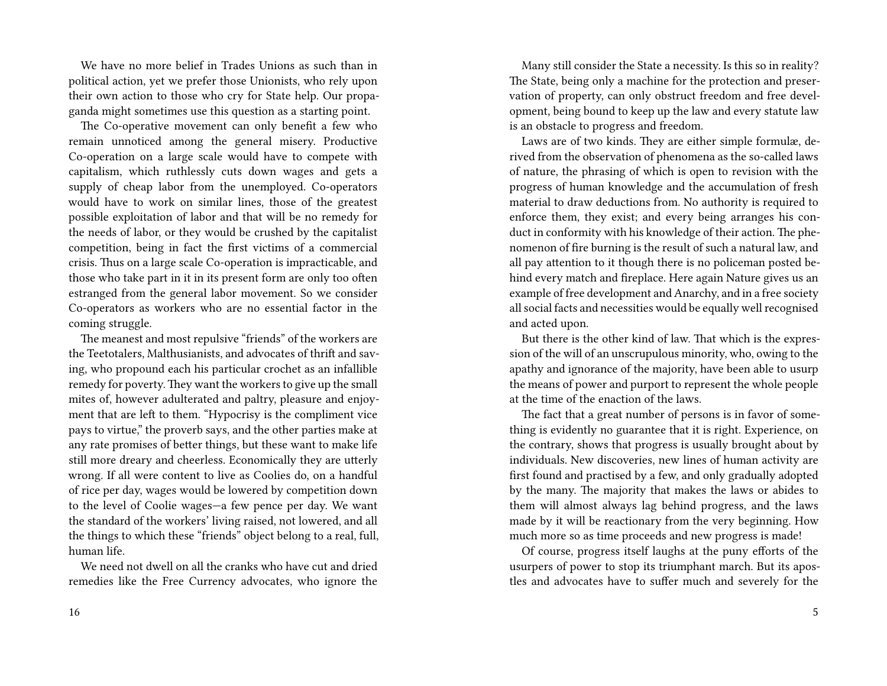We have no more belief in Trades Unions as such than in political action, yet we prefer those Unionists, who rely upon their own action to those who cry for State help. Our propaganda might sometimes use this question as a starting point.

The Co-operative movement can only benefit a few who remain unnoticed among the general misery. Productive Co-operation on a large scale would have to compete with capitalism, which ruthlessly cuts down wages and gets a supply of cheap labor from the unemployed. Co-operators would have to work on similar lines, those of the greatest possible exploitation of labor and that will be no remedy for the needs of labor, or they would be crushed by the capitalist competition, being in fact the first victims of a commercial crisis. Thus on a large scale Co-operation is impracticable, and those who take part in it in its present form are only too often estranged from the general labor movement. So we consider Co-operators as workers who are no essential factor in the coming struggle.

The meanest and most repulsive "friends" of the workers are the Teetotalers, Malthusianists, and advocates of thrift and saving, who propound each his particular crochet as an infallible remedy for poverty. They want the workers to give up the small mites of, however adulterated and paltry, pleasure and enjoyment that are left to them. "Hypocrisy is the compliment vice pays to virtue," the proverb says, and the other parties make at any rate promises of better things, but these want to make life still more dreary and cheerless. Economically they are utterly wrong. If all were content to live as Coolies do, on a handful of rice per day, wages would be lowered by competition down to the level of Coolie wages—a few pence per day. We want the standard of the workers' living raised, not lowered, and all the things to which these "friends" object belong to a real, full, human life.

We need not dwell on all the cranks who have cut and dried remedies like the Free Currency advocates, who ignore the

Many still consider the State a necessity. Is this so in reality? The State, being only a machine for the protection and preservation of property, can only obstruct freedom and free development, being bound to keep up the law and every statute law is an obstacle to progress and freedom.

Laws are of two kinds. They are either simple formulæ, derived from the observation of phenomena as the so-called laws of nature, the phrasing of which is open to revision with the progress of human knowledge and the accumulation of fresh material to draw deductions from. No authority is required to enforce them, they exist; and every being arranges his conduct in conformity with his knowledge of their action. The phenomenon of fire burning is the result of such a natural law, and all pay attention to it though there is no policeman posted behind every match and fireplace. Here again Nature gives us an example of free development and Anarchy, and in a free society all social facts and necessities would be equally well recognised and acted upon.

But there is the other kind of law. That which is the expression of the will of an unscrupulous minority, who, owing to the apathy and ignorance of the majority, have been able to usurp the means of power and purport to represent the whole people at the time of the enaction of the laws.

The fact that a great number of persons is in favor of something is evidently no guarantee that it is right. Experience, on the contrary, shows that progress is usually brought about by individuals. New discoveries, new lines of human activity are first found and practised by a few, and only gradually adopted by the many. The majority that makes the laws or abides to them will almost always lag behind progress, and the laws made by it will be reactionary from the very beginning. How much more so as time proceeds and new progress is made!

Of course, progress itself laughs at the puny efforts of the usurpers of power to stop its triumphant march. But its apostles and advocates have to suffer much and severely for the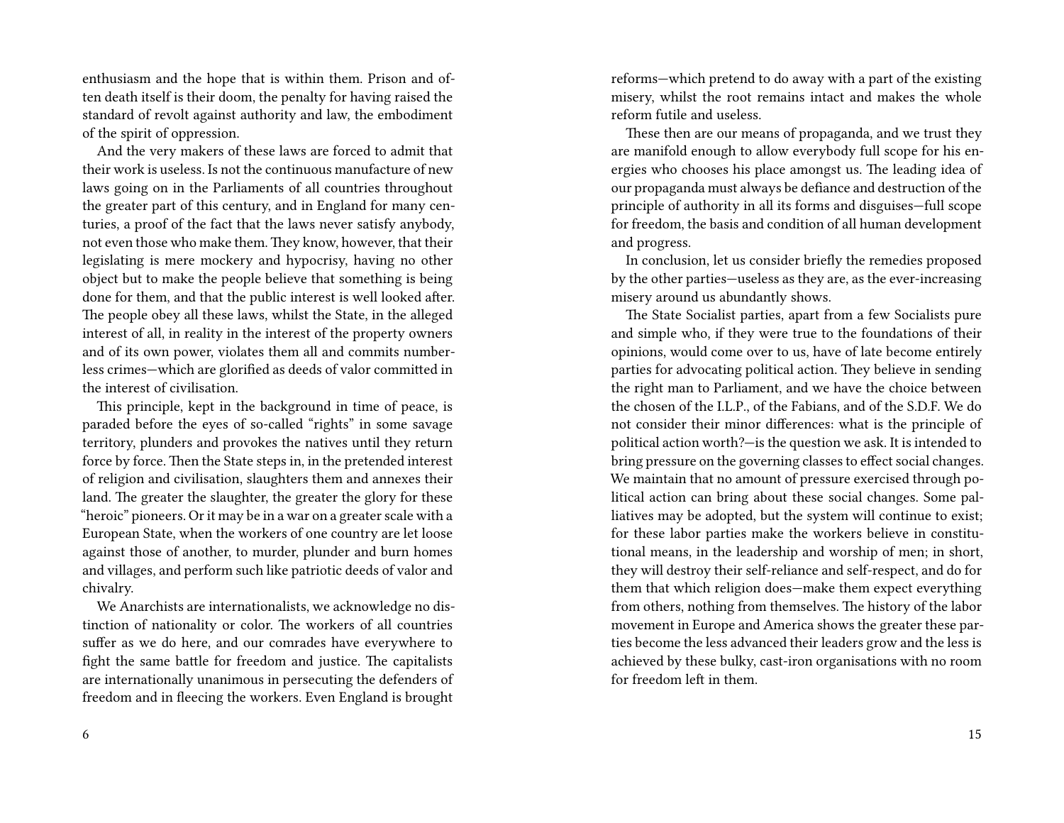enthusiasm and the hope that is within them. Prison and often death itself is their doom, the penalty for having raised the standard of revolt against authority and law, the embodiment of the spirit of oppression.

And the very makers of these laws are forced to admit that their work is useless. Is not the continuous manufacture of new laws going on in the Parliaments of all countries throughout the greater part of this century, and in England for many centuries, a proof of the fact that the laws never satisfy anybody, not even those who make them. They know, however, that their legislating is mere mockery and hypocrisy, having no other object but to make the people believe that something is being done for them, and that the public interest is well looked after. The people obey all these laws, whilst the State, in the alleged interest of all, in reality in the interest of the property owners and of its own power, violates them all and commits numberless crimes—which are glorified as deeds of valor committed in the interest of civilisation.

This principle, kept in the background in time of peace, is paraded before the eyes of so-called "rights" in some savage territory, plunders and provokes the natives until they return force by force. Then the State steps in, in the pretended interest of religion and civilisation, slaughters them and annexes their land. The greater the slaughter, the greater the glory for these "heroic" pioneers. Or it may be in a war on a greater scale with a European State, when the workers of one country are let loose against those of another, to murder, plunder and burn homes and villages, and perform such like patriotic deeds of valor and chivalry.

We Anarchists are internationalists, we acknowledge no distinction of nationality or color. The workers of all countries suffer as we do here, and our comrades have everywhere to fight the same battle for freedom and justice. The capitalists are internationally unanimous in persecuting the defenders of freedom and in fleecing the workers. Even England is brought

reforms—which pretend to do away with a part of the existing misery, whilst the root remains intact and makes the whole reform futile and useless.

These then are our means of propaganda, and we trust they are manifold enough to allow everybody full scope for his energies who chooses his place amongst us. The leading idea of our propaganda must always be defiance and destruction of the principle of authority in all its forms and disguises—full scope for freedom, the basis and condition of all human development and progress.

In conclusion, let us consider briefly the remedies proposed by the other parties—useless as they are, as the ever-increasing misery around us abundantly shows.

The State Socialist parties, apart from a few Socialists pure and simple who, if they were true to the foundations of their opinions, would come over to us, have of late become entirely parties for advocating political action. They believe in sending the right man to Parliament, and we have the choice between the chosen of the I.L.P., of the Fabians, and of the S.D.F. We do not consider their minor differences: what is the principle of political action worth?—is the question we ask. It is intended to bring pressure on the governing classes to effect social changes. We maintain that no amount of pressure exercised through political action can bring about these social changes. Some palliatives may be adopted, but the system will continue to exist; for these labor parties make the workers believe in constitutional means, in the leadership and worship of men; in short, they will destroy their self-reliance and self-respect, and do for them that which religion does—make them expect everything from others, nothing from themselves. The history of the labor movement in Europe and America shows the greater these parties become the less advanced their leaders grow and the less is achieved by these bulky, cast-iron organisations with no room for freedom left in them.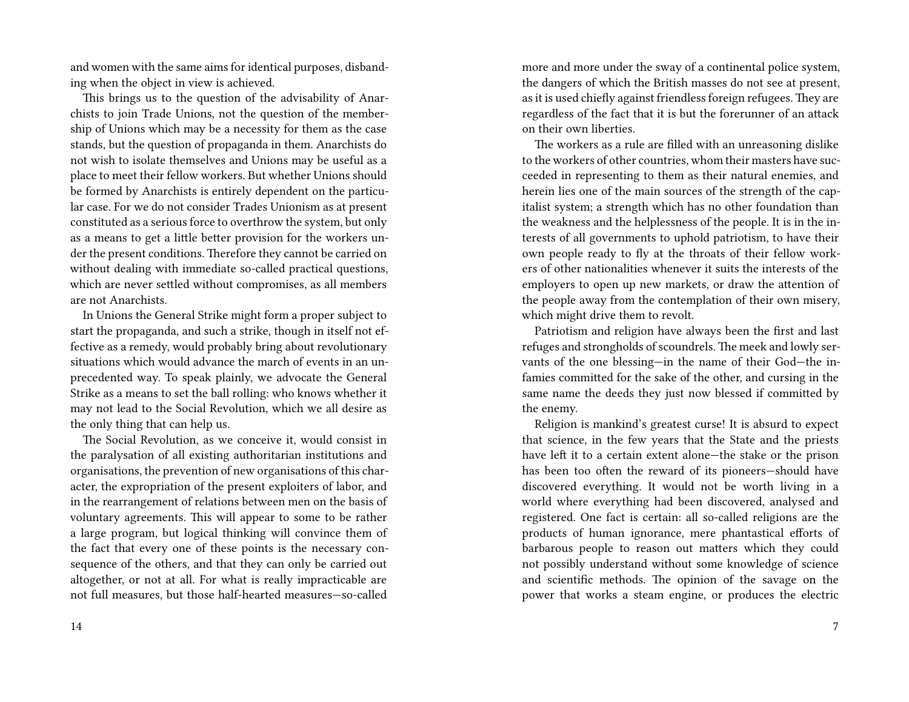and women with the same aims for identical purposes, disbanding when the object in view is achieved.

This brings us to the question of the advisability of Anarchists to join Trade Unions, not the question of the membership of Unions which may be a necessity for them as the case stands, but the question of propaganda in them. Anarchists do not wish to isolate themselves and Unions may be useful as a place to meet their fellow workers. But whether Unions should be formed by Anarchists is entirely dependent on the particular case. For we do not consider Trades Unionism as at present constituted as a serious force to overthrow the system, but only as a means to get a little better provision for the workers under the present conditions. Therefore they cannot be carried on without dealing with immediate so-called practical questions, which are never settled without compromises, as all members are not Anarchists.

In Unions the General Strike might form a proper subject to start the propaganda, and such a strike, though in itself not effective as a remedy, would probably bring about revolutionary situations which would advance the march of events in an unprecedented way. To speak plainly, we advocate the General Strike as a means to set the ball rolling: who knows whether it may not lead to the Social Revolution, which we all desire as the only thing that can help us.

The Social Revolution, as we conceive it, would consist in the paralysation of all existing authoritarian institutions and organisations, the prevention of new organisations of this character, the expropriation of the present exploiters of labor, and in the rearrangement of relations between men on the basis of voluntary agreements. This will appear to some to be rather a large program, but logical thinking will convince them of the fact that every one of these points is the necessary consequence of the others, and that they can only be carried out altogether, or not at all. For what is really impracticable are not full measures, but those half-hearted measures—so-called

more and more under the sway of a continental police system, the dangers of which the British masses do not see at present, as it is used chiefly against friendless foreign refugees. They are regardless of the fact that it is but the forerunner of an attack on their own liberties.

The workers as a rule are filled with an unreasoning dislike to the workers of other countries, whom their masters have succeeded in representing to them as their natural enemies, and herein lies one of the main sources of the strength of the capitalist system; a strength which has no other foundation than the weakness and the helplessness of the people. It is in the interests of all governments to uphold patriotism, to have their own people ready to fly at the throats of their fellow workers of other nationalities whenever it suits the interests of the employers to open up new markets, or draw the attention of the people away from the contemplation of their own misery, which might drive them to revolt.

Patriotism and religion have always been the first and last refuges and strongholds of scoundrels. The meek and lowly servants of the one blessing—in the name of their God—the infamies committed for the sake of the other, and cursing in the same name the deeds they just now blessed if committed by the enemy.

Religion is mankind's greatest curse! It is absurd to expect that science, in the few years that the State and the priests have left it to a certain extent alone—the stake or the prison has been too often the reward of its pioneers—should have discovered everything. It would not be worth living in a world where everything had been discovered, analysed and registered. One fact is certain: all so-called religions are the products of human ignorance, mere phantastical efforts of barbarous people to reason out matters which they could not possibly understand without some knowledge of science and scientific methods. The opinion of the savage on the power that works a steam engine, or produces the electric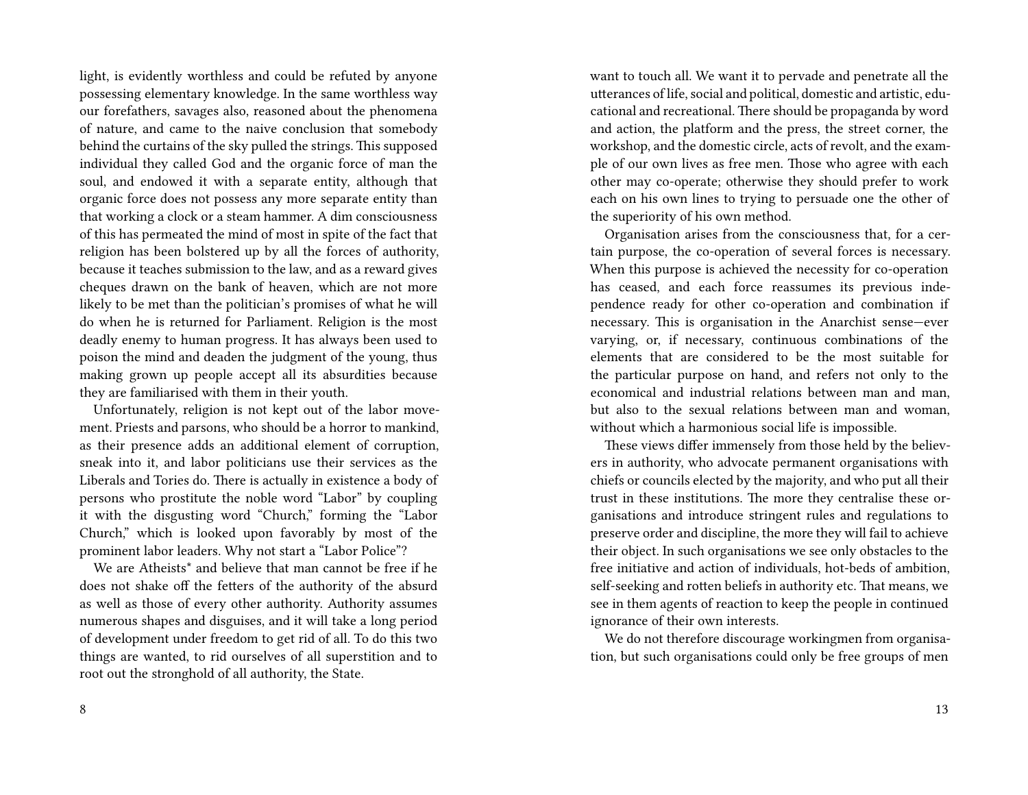light, is evidently worthless and could be refuted by anyone possessing elementary knowledge. In the same worthless way our forefathers, savages also, reasoned about the phenomena of nature, and came to the naive conclusion that somebody behind the curtains of the sky pulled the strings. This supposed individual they called God and the organic force of man the soul, and endowed it with a separate entity, although that organic force does not possess any more separate entity than that working a clock or a steam hammer. A dim consciousness of this has permeated the mind of most in spite of the fact that religion has been bolstered up by all the forces of authority, because it teaches submission to the law, and as a reward gives cheques drawn on the bank of heaven, which are not more likely to be met than the politician's promises of what he will do when he is returned for Parliament. Religion is the most deadly enemy to human progress. It has always been used to poison the mind and deaden the judgment of the young, thus making grown up people accept all its absurdities because they are familiarised with them in their youth.

Unfortunately, religion is not kept out of the labor movement. Priests and parsons, who should be a horror to mankind, as their presence adds an additional element of corruption, sneak into it, and labor politicians use their services as the Liberals and Tories do. There is actually in existence a body of persons who prostitute the noble word "Labor" by coupling it with the disgusting word "Church," forming the "Labor Church," which is looked upon favorably by most of the prominent labor leaders. Why not start a "Labor Police"?

We are Atheists* and believe that man cannot be free if he does not shake off the fetters of the authority of the absurd as well as those of every other authority. Authority assumes numerous shapes and disguises, and it will take a long period of development under freedom to get rid of all. To do this two things are wanted, to rid ourselves of all superstition and to root out the stronghold of all authority, the State.

want to touch all. We want it to pervade and penetrate all the utterances of life, social and political, domestic and artistic, educational and recreational. There should be propaganda by word and action, the platform and the press, the street corner, the workshop, and the domestic circle, acts of revolt, and the example of our own lives as free men. Those who agree with each other may co-operate; otherwise they should prefer to work each on his own lines to trying to persuade one the other of the superiority of his own method.

Organisation arises from the consciousness that, for a certain purpose, the co-operation of several forces is necessary. When this purpose is achieved the necessity for co-operation has ceased, and each force reassumes its previous independence ready for other co-operation and combination if necessary. This is organisation in the Anarchist sense—ever varying, or, if necessary, continuous combinations of the elements that are considered to be the most suitable for the particular purpose on hand, and refers not only to the economical and industrial relations between man and man, but also to the sexual relations between man and woman, without which a harmonious social life is impossible.

These views differ immensely from those held by the believers in authority, who advocate permanent organisations with chiefs or councils elected by the majority, and who put all their trust in these institutions. The more they centralise these organisations and introduce stringent rules and regulations to preserve order and discipline, the more they will fail to achieve their object. In such organisations we see only obstacles to the free initiative and action of individuals, hot-beds of ambition, self-seeking and rotten beliefs in authority etc. That means, we see in them agents of reaction to keep the people in continued ignorance of their own interests.

We do not therefore discourage workingmen from organisation, but such organisations could only be free groups of men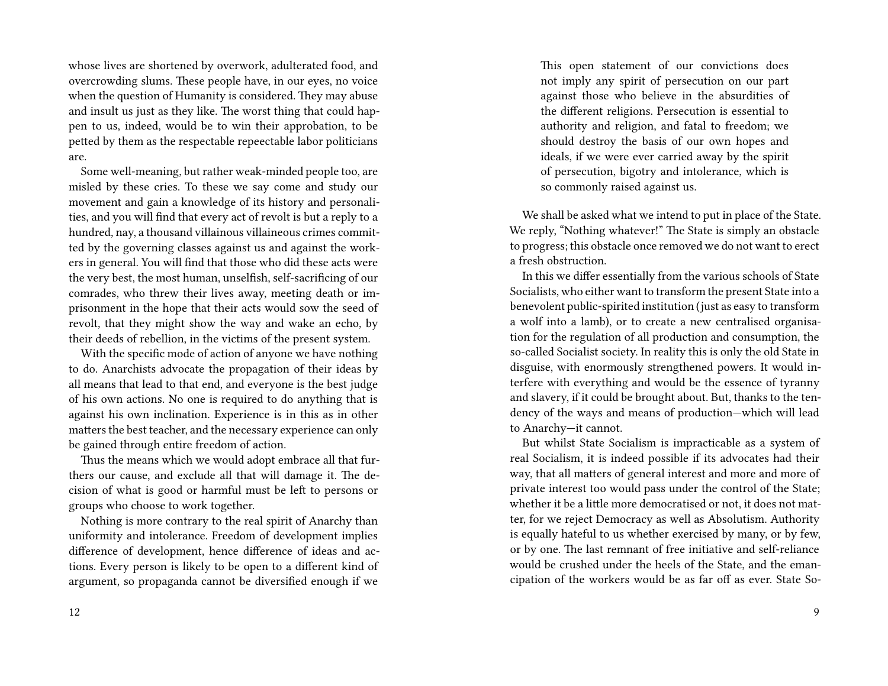whose lives are shortened by overwork, adulterated food, and overcrowding slums. These people have, in our eyes, no voice when the question of Humanity is considered. They may abuse and insult us just as they like. The worst thing that could happen to us, indeed, would be to win their approbation, to be petted by them as the respectable repeectable labor politicians are.

Some well-meaning, but rather weak-minded people too, are misled by these cries. To these we say come and study our movement and gain a knowledge of its history and personalities, and you will find that every act of revolt is but a reply to a hundred, nay, a thousand villainous villaineous crimes committed by the governing classes against us and against the workers in general. You will find that those who did these acts were the very best, the most human, unselfish, self-sacrificing of our comrades, who threw their lives away, meeting death or imprisonment in the hope that their acts would sow the seed of revolt, that they might show the way and wake an echo, by their deeds of rebellion, in the victims of the present system.

With the specific mode of action of anyone we have nothing to do. Anarchists advocate the propagation of their ideas by all means that lead to that end, and everyone is the best judge of his own actions. No one is required to do anything that is against his own inclination. Experience is in this as in other matters the best teacher, and the necessary experience can only be gained through entire freedom of action.

Thus the means which we would adopt embrace all that furthers our cause, and exclude all that will damage it. The decision of what is good or harmful must be left to persons or groups who choose to work together.

Nothing is more contrary to the real spirit of Anarchy than uniformity and intolerance. Freedom of development implies difference of development, hence difference of ideas and actions. Every person is likely to be open to a different kind of argument, so propaganda cannot be diversified enough if we

> This open statement of our convictions does not imply any spirit of persecution on our part against those who believe in the absurdities of the different religions. Persecution is essential to authority and religion, and fatal to freedom; we should destroy the basis of our own hopes and ideals, if we were ever carried away by the spirit of persecution, bigotry and intolerance, which is so commonly raised against us.

We shall be asked what we intend to put in place of the State. We reply, "Nothing whatever!" The State is simply an obstacle to progress; this obstacle once removed we do not want to erect a fresh obstruction.

In this we differ essentially from the various schools of State Socialists, who either want to transform the present State into a benevolent public-spirited institution (just as easy to transform a wolf into a lamb), or to create a new centralised organisation for the regulation of all production and consumption, the so-called Socialist society. In reality this is only the old State in disguise, with enormously strengthened powers. It would interfere with everything and would be the essence of tyranny and slavery, if it could be brought about. But, thanks to the tendency of the ways and means of production—which will lead to Anarchy—it cannot.

But whilst State Socialism is impracticable as a system of real Socialism, it is indeed possible if its advocates had their way, that all matters of general interest and more and more of private interest too would pass under the control of the State; whether it be a little more democratised or not, it does not matter, for we reject Democracy as well as Absolutism. Authority is equally hateful to us whether exercised by many, or by few, or by one. The last remnant of free initiative and self-reliance would be crushed under the heels of the State, and the emancipation of the workers would be as far off as ever. State So-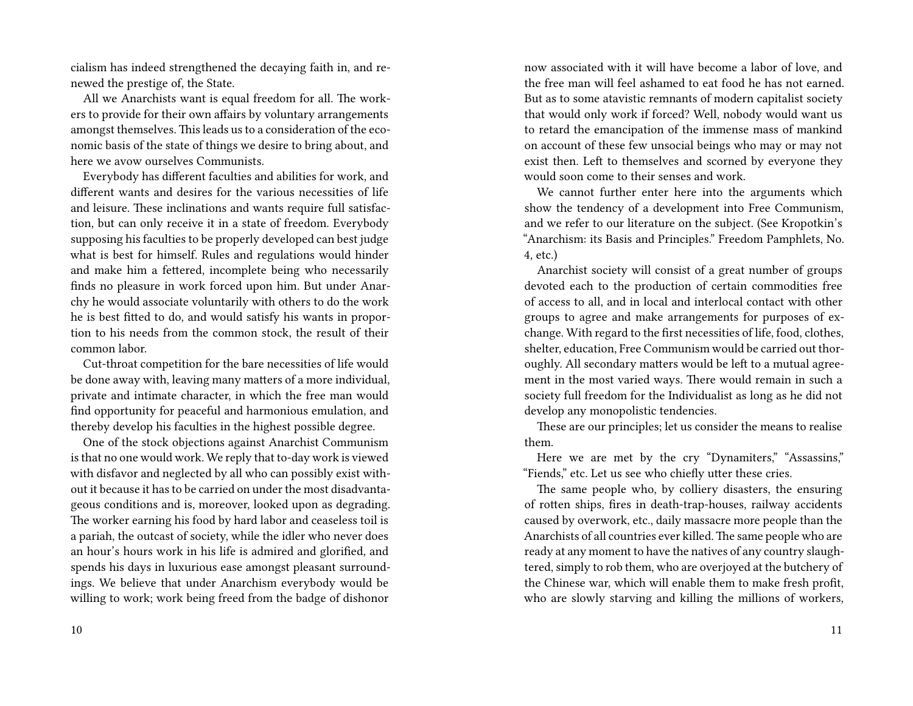cialism has indeed strengthened the decaying faith in, and renewed the prestige of, the State.

All we Anarchists want is equal freedom for all. The workers to provide for their own affairs by voluntary arrangements amongst themselves. This leads us to a consideration of the economic basis of the state of things we desire to bring about, and here we avow ourselves Communists.

Everybody has different faculties and abilities for work, and different wants and desires for the various necessities of life and leisure. These inclinations and wants require full satisfaction, but can only receive it in a state of freedom. Everybody supposing his faculties to be properly developed can best judge what is best for himself. Rules and regulations would hinder and make him a fettered, incomplete being who necessarily finds no pleasure in work forced upon him. But under Anarchy he would associate voluntarily with others to do the work he is best fitted to do, and would satisfy his wants in proportion to his needs from the common stock, the result of their common labor.

Cut-throat competition for the bare necessities of life would be done away with, leaving many matters of a more individual, private and intimate character, in which the free man would find opportunity for peaceful and harmonious emulation, and thereby develop his faculties in the highest possible degree.

One of the stock objections against Anarchist Communism is that no one would work. We reply that to-day work is viewed with disfavor and neglected by all who can possibly exist without it because it has to be carried on under the most disadvantageous conditions and is, moreover, looked upon as degrading. The worker earning his food by hard labor and ceaseless toil is a pariah, the outcast of society, while the idler who never does an hour's hours work in his life is admired and glorified, and spends his days in luxurious ease amongst pleasant surroundings. We believe that under Anarchism everybody would be willing to work; work being freed from the badge of dishonor now associated with it will have become a labor of love, and the free man will feel ashamed to eat food he has not earned. But as to some atavistic remnants of modern capitalist society that would only work if forced? Well, nobody would want us to retard the emancipation of the immense mass of mankind on account of these few unsocial beings who may or may not exist then. Left to themselves and scorned by everyone they would soon come to their senses and work.

We cannot further enter here into the arguments which show the tendency of a development into Free Communism, and we refer to our literature on the subject. (See Kropotkin's "Anarchism: its Basis and Principles." Freedom Pamphlets, No. 4, etc.)

Anarchist society will consist of a great number of groups devoted each to the production of certain commodities free of access to all, and in local and interlocal contact with other groups to agree and make arrangements for purposes of exchange. With regard to the first necessities of life, food, clothes, shelter, education, Free Communism would be carried out thoroughly. All secondary matters would be left to a mutual agreement in the most varied ways. There would remain in such a society full freedom for the Individualist as long as he did not develop any monopolistic tendencies.

These are our principles; let us consider the means to realise them.

Here we are met by the cry "Dynamiters," "Assassins," "Fiends," etc. Let us see who chiefly utter these cries.

The same people who, by colliery disasters, the ensuring of rotten ships, fires in death-trap-houses, railway accidents caused by overwork, etc., daily massacre more people than the Anarchists of all countries ever killed. The same people who are ready at any moment to have the natives of any country slaughtered, simply to rob them, who are overjoyed at the butchery of the Chinese war, which will enable them to make fresh profit, who are slowly starving and killing the millions of workers,